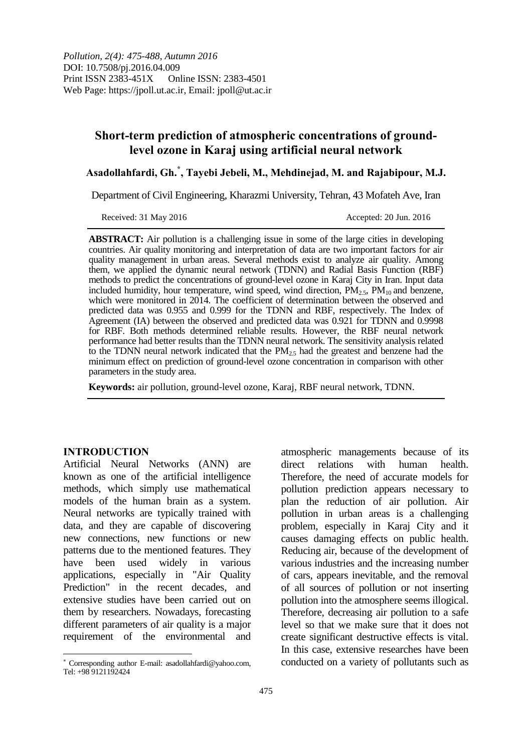*Pollution, 2(4): 475-488, Autumn 2016*
DOI: 10.7508/pj.2016.04.009
Print ISSN 2383-451X Online ISSN: 2383-4501
Web Page: https://jpoll.ut.ac.ir, Email: jpoll@ut.ac.ir

# Short-term prediction of atmospheric concentrations of ground-level ozone in Karaj using artificial neural network

**Asadollahfardi, Gh.[*], Tayebi Jebeli, M., Mehdinejad, M. and Rajabipour, M.J.**

Department of Civil Engineering, Kharazmi University, Tehran, 43 Mofateh Ave, Iran

Received: 31 May 2016 Accepted: 20 Jun. 2016

**ABSTRACT:** Air pollution is a challenging issue in some of the large cities in developing countries. Air quality monitoring and interpretation of data are two important factors for air quality management in urban areas. Several methods exist to analyze air quality. Among them, we applied the dynamic neural network (TDNN) and Radial Basis Function (RBF) methods to predict the concentrations of ground-level ozone in Karaj City in Iran. Input data included humidity, hour temperature, wind speed, wind direction, $PM_{2.5}$, $PM_{10}$ and benzene, which were monitored in 2014. The coefficient of determination between the observed and predicted data was 0.955 and 0.999 for the TDNN and RBF, respectively. The Index of Agreement (IA) between the observed and predicted data was 0.921 for TDNN and 0.9998 for RBF. Both methods determined reliable results. However, the RBF neural network performance had better results than the TDNN neural network. The sensitivity analysis related to the TDNN neural network indicated that the $PM_{2.5}$ had the greatest and benzene had the minimum effect on prediction of ground-level ozone concentration in comparison with other parameters in the study area.

**Keywords:** air pollution, ground-level ozone, Karaj, RBF neural network, TDNN.

## INTRODUCTION

Artificial Neural Networks (ANN) are known as one of the artificial intelligence methods, which simply use mathematical models of the human brain as a system. Neural networks are typically trained with data, and they are capable of discovering new connections, new functions or new patterns due to the mentioned features. They have been used widely in various applications, especially in "Air Quality Prediction" in the recent decades, and extensive studies have been carried out on them by researchers. Nowadays, forecasting different parameters of air quality is a major requirement of the environmental and atmospheric managements because of its direct relations with human health. Therefore, the need of accurate models for pollution prediction appears necessary to plan the reduction of air pollution. Air pollution in urban areas is a challenging problem, especially in Karaj City and it causes damaging effects on public health. Reducing air, because of the development of various industries and the increasing number of cars, appears inevitable, and the removal of all sources of pollution or not inserting pollution into the atmosphere seems illogical. Therefore, decreasing air pollution to a safe level so that we make sure that it does not create significant destructive effects is vital. In this case, extensive researches have been conducted on a variety of pollutants such as

[*] Corresponding author E-mail: asadollahfardi@yahoo.com, Tel: +98 9121192424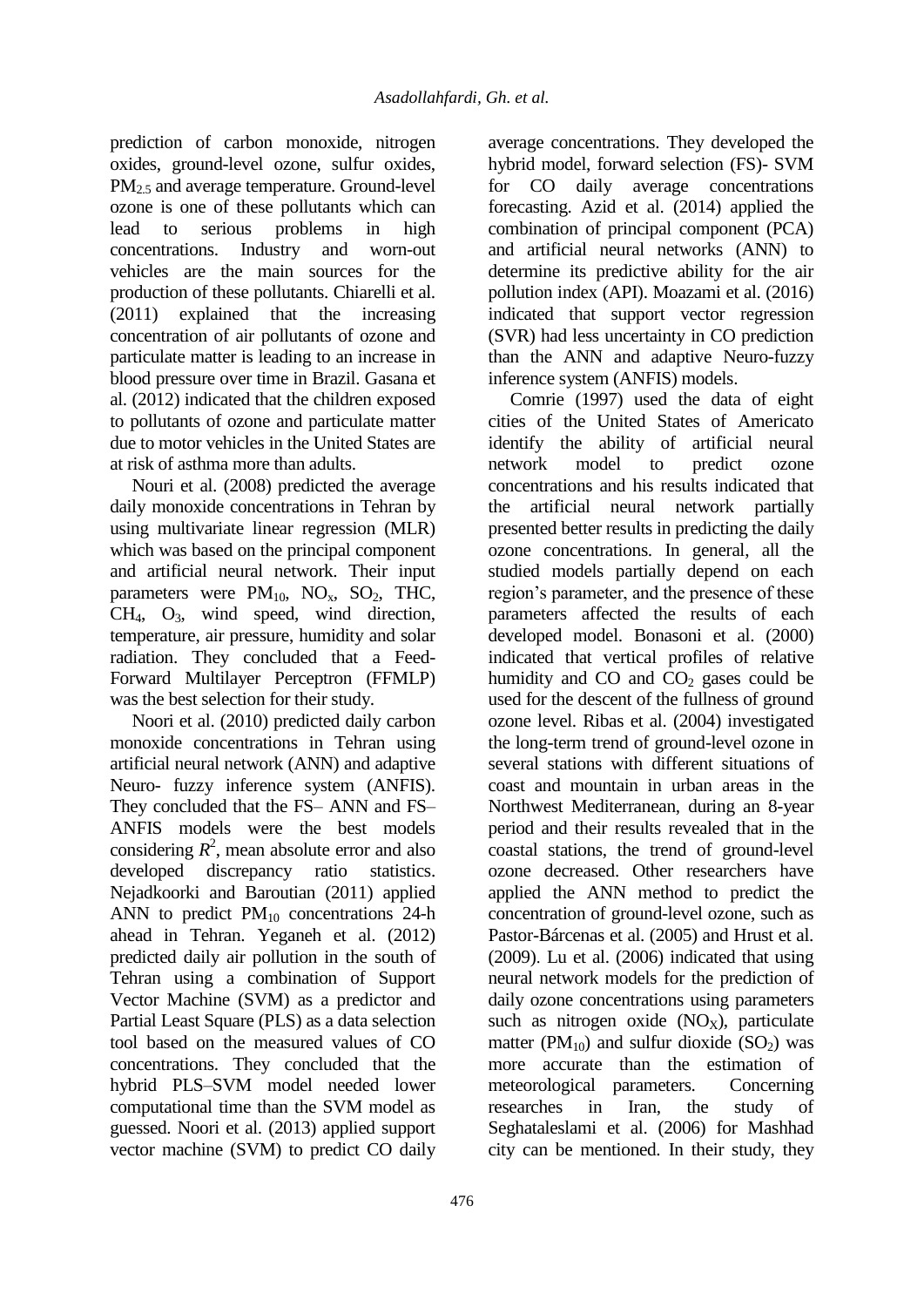prediction of carbon monoxide, nitrogen oxides, ground-level ozone, sulfur oxides, $PM_{2.5}$ and average temperature. Ground-level ozone is one of these pollutants which can lead to serious problems in high concentrations. Industry and worn-out vehicles are the main sources for the production of these pollutants. Chiarelli et al. (2011) explained that the increasing concentration of air pollutants of ozone and particulate matter is leading to an increase in blood pressure over time in Brazil. Gasana et al. (2012) indicated that the children exposed to pollutants of ozone and particulate matter due to motor vehicles in the United States are at risk of asthma more than adults.

Nouri et al. (2008) predicted the average daily monoxide concentrations in Tehran by using multivariate linear regression (MLR) which was based on the principal component and artificial neural network. Their input parameters were $PM_{10}$, $NO_x$, $SO_2$, THC, $CH_4$, $O_3$, wind speed, wind direction, temperature, air pressure, humidity and solar radiation. They concluded that a Feed-Forward Multilayer Perceptron (FFMLP) was the best selection for their study.

Noori et al. (2010) predicted daily carbon monoxide concentrations in Tehran using artificial neural network (ANN) and adaptive Neuro- fuzzy inference system (ANFIS). They concluded that the FS– ANN and FS–ANFIS models were the best models considering $R^2$, mean absolute error and also developed discrepancy ratio statistics. Nejadkoorki and Baroutian (2011) applied ANN to predict $PM_{10}$ concentrations 24-h ahead in Tehran. Yeganeh et al. (2012) predicted daily air pollution in the south of Tehran using a combination of Support Vector Machine (SVM) as a predictor and Partial Least Square (PLS) as a data selection tool based on the measured values of CO concentrations. They concluded that the hybrid PLS–SVM model needed lower computational time than the SVM model as guessed. Noori et al. (2013) applied support vector machine (SVM) to predict CO daily average concentrations. They developed the hybrid model, forward selection (FS)- SVM for CO daily average concentrations forecasting. Azid et al. (2014) applied the combination of principal component (PCA) and artificial neural networks (ANN) to determine its predictive ability for the air pollution index (API). Moazami et al. (2016) indicated that support vector regression (SVR) had less uncertainty in CO prediction than the ANN and adaptive Neuro-fuzzy inference system (ANFIS) models.

Comrie (1997) used the data of eight cities of the United States of Americato identify the ability of artificial neural network model to predict ozone concentrations and his results indicated that the artificial neural network partially presented better results in predicting the daily ozone concentrations. In general, all the studied models partially depend on each region's parameter, and the presence of these parameters affected the results of each developed model. Bonasoni et al. (2000) indicated that vertical profiles of relative humidity and CO and $CO_2$ gases could be used for the descent of the fullness of ground ozone level. Ribas et al. (2004) investigated the long-term trend of ground-level ozone in several stations with different situations of coast and mountain in urban areas in the Northwest Mediterranean, during an 8-year period and their results revealed that in the coastal stations, the trend of ground-level ozone decreased. Other researchers have applied the ANN method to predict the concentration of ground-level ozone, such as Pastor-Bárcenas et al. (2005) and Hrust et al. (2009). Lu et al. (2006) indicated that using neural network models for the prediction of daily ozone concentrations using parameters such as nitrogen oxide ($NO_X$), particulate matter ($PM_{10}$) and sulfur dioxide ($SO_2$) was more accurate than the estimation of meteorological parameters. Concerning researches in Iran, the study of Seghataleslami et al. (2006) for Mashhad city can be mentioned. In their study, they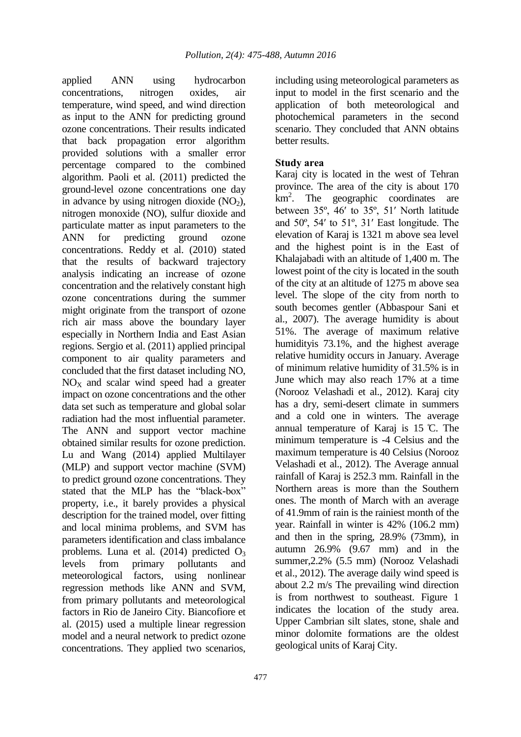applied ANN using hydrocarbon concentrations, nitrogen oxides, air temperature, wind speed, and wind direction as input to the ANN for predicting ground ozone concentrations. Their results indicated that back propagation error algorithm provided solutions with a smaller error percentage compared to the combined algorithm. Paoli et al. (2011) predicted the ground-level ozone concentrations one day in advance by using nitrogen dioxide ($NO_2$), nitrogen monoxide (NO), sulfur dioxide and particulate matter as input parameters to the ANN for predicting ground ozone concentrations. Reddy et al. (2010) stated that the results of backward trajectory analysis indicating an increase of ozone concentration and the relatively constant high ozone concentrations during the summer might originate from the transport of ozone rich air mass above the boundary layer especially in Northern India and East Asian regions. Sergio et al. (2011) applied principal component to air quality parameters and concluded that the first dataset including NO, $NO_X$ and scalar wind speed had a greater impact on ozone concentrations and the other data set such as temperature and global solar radiation had the most influential parameter. The ANN and support vector machine obtained similar results for ozone prediction. Lu and Wang (2014) applied Multilayer (MLP) and support vector machine (SVM) to predict ground ozone concentrations. They stated that the MLP has the "black-box" property, i.e., it barely provides a physical description for the trained model, over fitting and local minima problems, and SVM has parameters identification and class imbalance problems. Luna et al. (2014) predicted $O_3$ levels from primary pollutants and meteorological factors, using nonlinear regression methods like ANN and SVM, from primary pollutants and meteorological factors in Rio de Janeiro City. Biancofiore et al. (2015) used a multiple linear regression model and a neural network to predict ozone concentrations. They applied two scenarios, including using meteorological parameters as input to model in the first scenario and the application of both meteorological and photochemical parameters in the second scenario. They concluded that ANN obtains better results.

## Study area

Karaj city is located in the west of Tehran province. The area of the city is about 170 km$^2$. The geographic coordinates are between 35º, 46′ to 35º, 51′ North latitude and 50º, 54′ to 51º, 31′ East longitude. The elevation of Karaj is 1321 m above sea level and the highest point is in the East of Khalajabadi with an altitude of 1,400 m. The lowest point of the city is located in the south of the city at an altitude of 1275 m above sea level. The slope of the city from north to south becomes gentler (Abbaspour Sani et al., 2007). The average humidity is about 51%. The average of maximum relative humidityis 73.1%, and the highest average relative humidity occurs in January. Average of minimum relative humidity of 31.5% is in June which may also reach 17% at a time (Norooz Velashadi et al., 2012). Karaj city has a dry, semi-desert climate in summers and a cold one in winters. The average annual temperature of Karaj is 15 ℃. The minimum temperature is -4 Celsius and the maximum temperature is 40 Celsius (Norooz Velashadi et al., 2012). The Average annual rainfall of Karaj is 252.3 mm. Rainfall in the Northern areas is more than the Southern ones. The month of March with an average of 41.9mm of rain is the rainiest month of the year. Rainfall in winter is 42% (106.2 mm) and then in the spring, 28.9% (73mm), in autumn 26.9% (9.67 mm) and in the summer,2.2% (5.5 mm) (Norooz Velashadi et al., 2012). The average daily wind speed is about 2.2 m/s The prevailing wind direction is from northwest to southeast. Figure 1 indicates the location of the study area. Upper Cambrian silt slates, stone, shale and minor dolomite formations are the oldest geological units of Karaj City.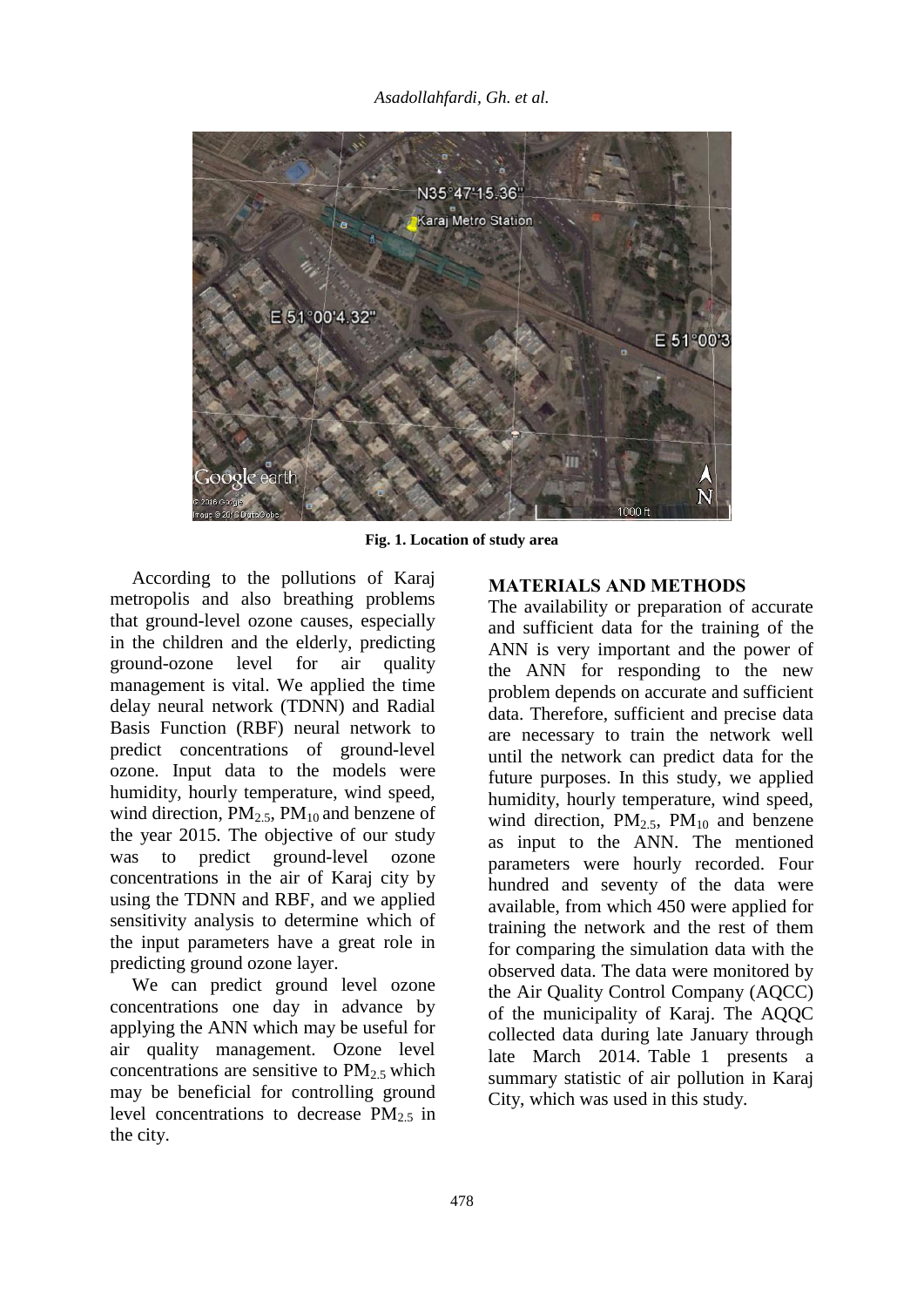Fig. 1. Location of study area

According to the pollutions of Karaj metropolis and also breathing problems that ground-level ozone causes, especially in the children and the elderly, predicting ground-ozone level for air quality management is vital. We applied the time delay neural network (TDNN) and Radial Basis Function (RBF) neural network to predict concentrations of ground-level ozone. Input data to the models were humidity, hourly temperature, wind speed, wind direction, $PM_{2.5}$, $PM_{10}$ and benzene of the year 2015. The objective of our study was to predict ground-level ozone concentrations in the air of Karaj city by using the TDNN and RBF, and we applied sensitivity analysis to determine which of the input parameters have a great role in predicting ground ozone layer.

We can predict ground level ozone concentrations one day in advance by applying the ANN which may be useful for air quality management. Ozone level concentrations are sensitive to $PM_{2.5}$ which may be beneficial for controlling ground level concentrations to decrease $PM_{2.5}$ in the city.

## MATERIALS AND METHODS

The availability or preparation of accurate and sufficient data for the training of the ANN is very important and the power of the ANN for responding to the new problem depends on accurate and sufficient data. Therefore, sufficient and precise data are necessary to train the network well until the network can predict data for the future purposes. In this study, we applied humidity, hourly temperature, wind speed, wind direction, $PM_{2.5}$, $PM_{10}$ and benzene as input to the ANN. The mentioned parameters were hourly recorded. Four hundred and seventy of the data were available, from which 450 were applied for training the network and the rest of them for comparing the simulation data with the observed data. The data were monitored by the Air Quality Control Company (AQCC) of the municipality of Karaj. The AQQC collected data during late January through late March 2014. Table 1 presents a summary statistic of air pollution in Karaj City, which was used in this study.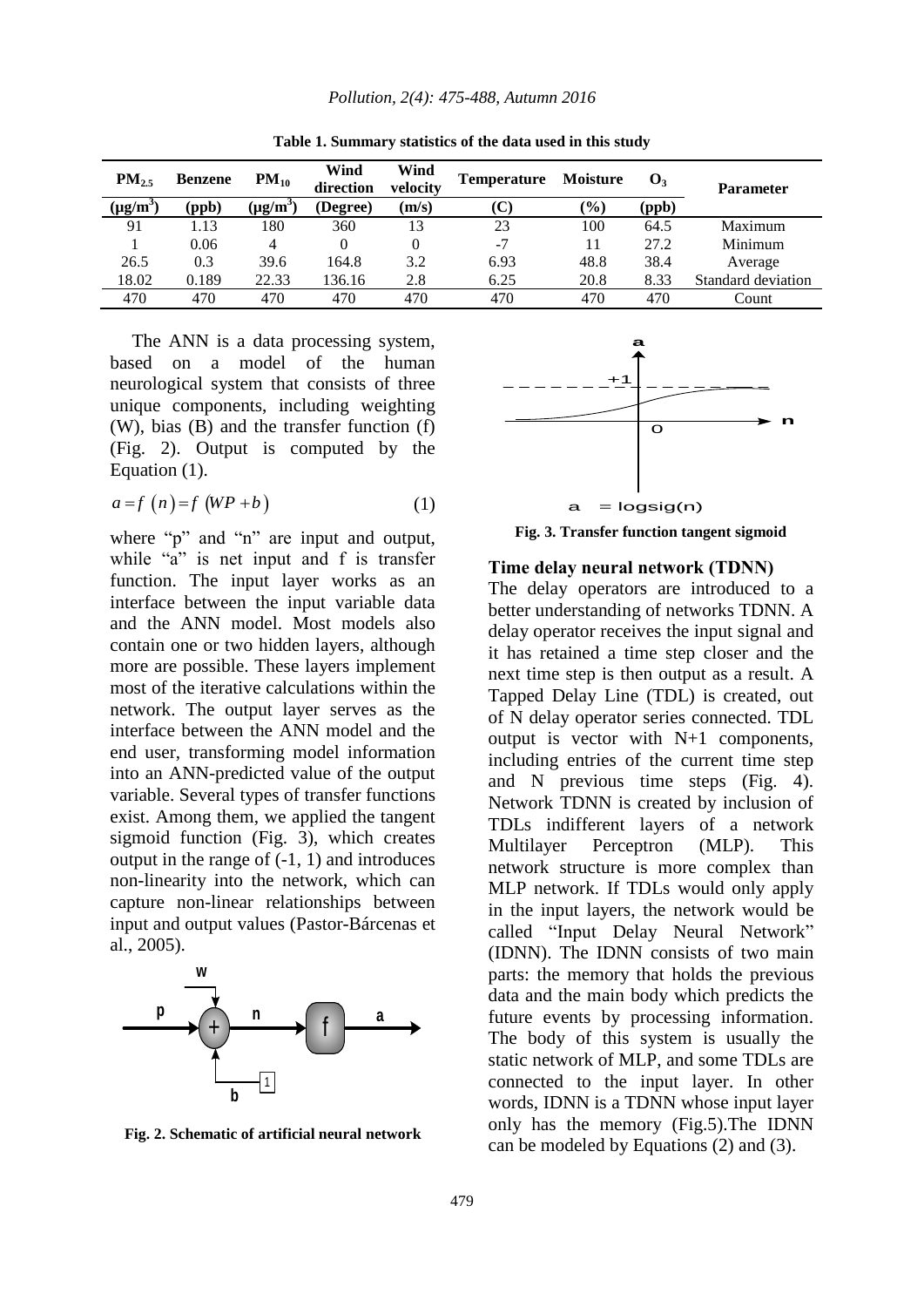**Table 1. Summary statistics of the data used in this study**

| $PM_{2.5}$ ($\mu g/m^3$) | Benzene (ppb) | $PM_{10}$ ($\mu g/m^3$) | Wind direction (Degree) | Wind velocity (m/s) | Temperature (C) | Moisture (%) | $O_3$ (ppb) | Parameter |
|---|---|---|---|---|---|---|---|---|
| 91 | 1.13 | 180 | 360 | 13 | 23 | 100 | 64.5 | Maximum |
| 1 | 0.06 | 4 | 0 | 0 | -7 | 11 | 27.2 | Minimum |
| 26.5 | 0.3 | 39.6 | 164.8 | 3.2 | 6.93 | 48.8 | 38.4 | Average |
| 18.02 | 0.189 | 22.33 | 136.16 | 2.8 | 6.25 | 20.8 | 8.33 | Standard deviation |
| 470 | 470 | 470 | 470 | 470 | 470 | 470 | 470 | Count |

The ANN is a data processing system, based on a model of the human neurological system that consists of three unique components, including weighting (W), bias (B) and the transfer function (f) (Fig. 2). Output is computed by the Equation (1).

$$a = f\ (n) = f\ (WP + b) \tag{1}$$

where "p" and "n" are input and output, while "a" is net input and f is transfer function. The input layer works as an interface between the input variable data and the ANN model. Most models also contain one or two hidden layers, although more are possible. These layers implement most of the iterative calculations within the network. The output layer serves as the interface between the ANN model and the end user, transforming model information into an ANN-predicted value of the output variable. Several types of transfer functions exist. Among them, we applied the tangent sigmoid function (Fig. 3), which creates output in the range of (-1, 1) and introduces non-linearity into the network, which can capture non-linear relationships between input and output values (Pastor-Bárcenas et al., 2005).

**Fig. 2. Schematic of artificial neural network**

**Fig. 3. Transfer function tangent sigmoid**

### Time delay neural network (TDNN)

The delay operators are introduced to a better understanding of networks TDNN. A delay operator receives the input signal and it has retained a time step closer and the next time step is then output as a result. A Tapped Delay Line (TDL) is created, out of N delay operator series connected. TDL output is vector with N+1 components, including entries of the current time step and N previous time steps (Fig. 4). Network TDNN is created by inclusion of TDLs indifferent layers of a network Multilayer Perceptron (MLP). This network structure is more complex than MLP network. If TDLs would only apply in the input layers, the network would be called "Input Delay Neural Network" (IDNN). The IDNN consists of two main parts: the memory that holds the previous data and the main body which predicts the future events by processing information. The body of this system is usually the static network of MLP, and some TDLs are connected to the input layer. In other words, IDNN is a TDNN whose input layer only has the memory (Fig.5).The IDNN can be modeled by Equations (2) and (3).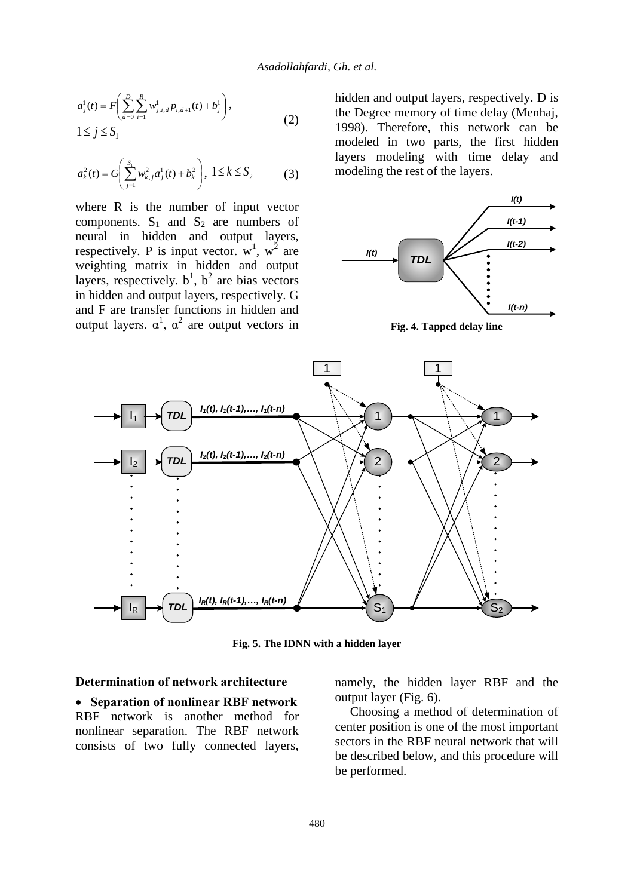$$a_j^1(t) = F\left(\sum_{d=0}^{D}\sum_{i=1}^{R} w_{j,i,d}^1 p_{i,d+1}(t) + b_j^1\right),$$
$$1 \le j \le S_1 \qquad (2)$$

$$a_k^2(t) = G\left(\sum_{j=1}^{S_1} w_{k,j}^2 a_j^1(t) + b_k^2\right),\; 1 \le k \le S_2 \qquad (3)$$

where R is the number of input vector components. $S_1$ and $S_2$ are numbers of neural in hidden and output layers, respectively. P is input vector. $w^1$, $w^2$ are weighting matrix in hidden and output layers, respectively. $b^1$, $b^2$ are bias vectors in hidden and output layers, respectively. G and F are transfer functions in hidden and output layers. $\alpha^1$, $\alpha^2$ are output vectors in hidden and output layers, respectively. D is the Degree memory of time delay (Menhaj, 1998). Therefore, this network can be modeled in two parts, the first hidden layers modeling with time delay and modeling the rest of the layers.

**Fig. 4. Tapped delay line**

**Fig. 5. The IDNN with a hidden layer**

**Determination of network architecture**

- **Separation of nonlinear RBF network**

RBF network is another method for nonlinear separation. The RBF network consists of two fully connected layers, namely, the hidden layer RBF and the output layer (Fig. 6).

Choosing a method of determination of center position is one of the most important sectors in the RBF neural network that will be described below, and this procedure will be performed.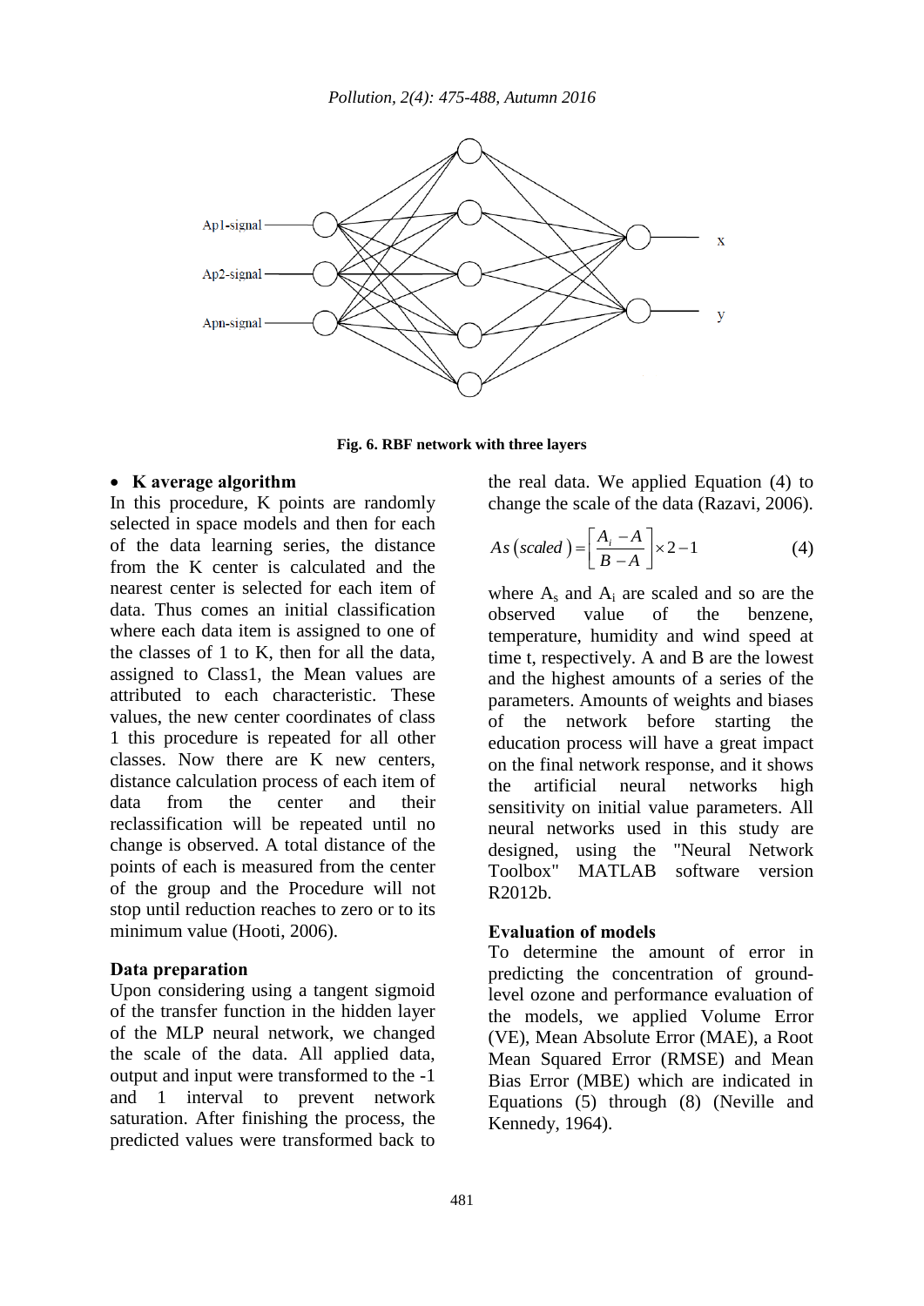Fig. 6. RBF network with three layers

- **K average algorithm**

In this procedure, K points are randomly selected in space models and then for each of the data learning series, the distance from the K center is calculated and the nearest center is selected for each item of data. Thus comes an initial classification where each data item is assigned to one of the classes of 1 to K, then for all the data, assigned to Class1, the Mean values are attributed to each characteristic. These values, the new center coordinates of class 1 this procedure is repeated for all other classes. Now there are K new centers, distance calculation process of each item of data from the center and their reclassification will be repeated until no change is observed. A total distance of the points of each is measured from the center of the group and the Procedure will not stop until reduction reaches to zero or to its minimum value (Hooti, 2006).

**Data preparation**

Upon considering using a tangent sigmoid of the transfer function in the hidden layer of the MLP neural network, we changed the scale of the data. All applied data, output and input were transformed to the -1 and 1 interval to prevent network saturation. After finishing the process, the predicted values were transformed back to the real data. We applied Equation (4) to change the scale of the data (Razavi, 2006).

$$As\left(scaled\right)=\left[\frac{A_i-A}{B-A}\right]\times 2-1 \qquad (4)$$

where $A_s$ and $A_i$ are scaled and so are the observed value of the benzene, temperature, humidity and wind speed at time t, respectively. A and B are the lowest and the highest amounts of a series of the parameters. Amounts of weights and biases of the network before starting the education process will have a great impact on the final network response, and it shows the artificial neural networks high sensitivity on initial value parameters. All neural networks used in this study are designed, using the "Neural Network Toolbox" MATLAB software version R2012b.

**Evaluation of models**

To determine the amount of error in predicting the concentration of ground-level ozone and performance evaluation of the models, we applied Volume Error (VE), Mean Absolute Error (MAE), a Root Mean Squared Error (RMSE) and Mean Bias Error (MBE) which are indicated in Equations (5) through (8) (Neville and Kennedy, 1964).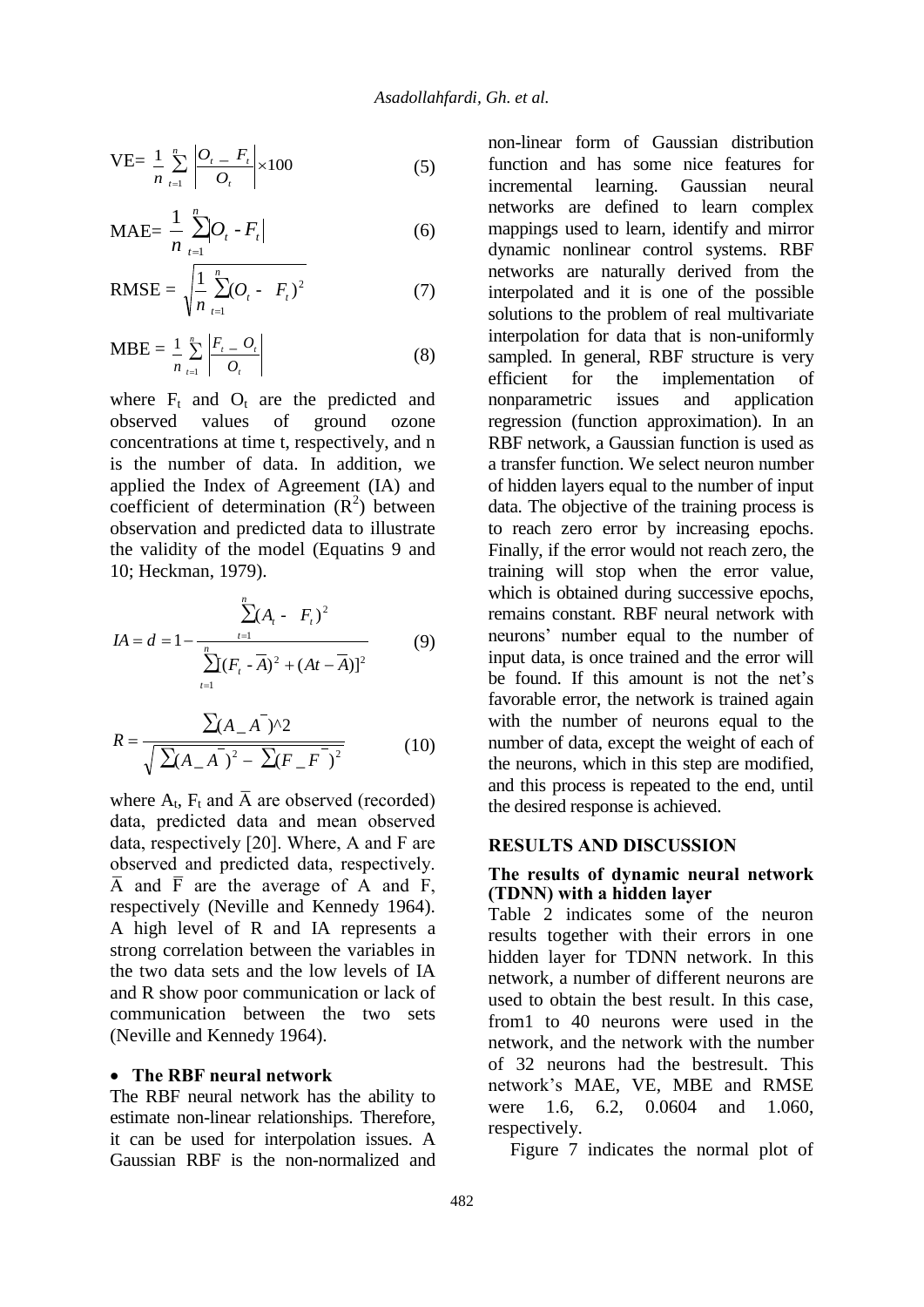$$\text{VE}= \frac{1}{n}\sum_{t=1}^{n}\left|\frac{O_t - F_t}{O_t}\right|\times 100 \tag{5}$$

$$\text{MAE}= \frac{1}{n}\sum_{t=1}^{n}\left|O_t - F_t\right| \tag{6}$$

$$\text{RMSE} = \sqrt{\frac{1}{n}\sum_{t=1}^{n}(O_t - F_t)^2} \tag{7}$$

$$\text{MBE} = \frac{1}{n}\sum_{t=1}^{n}\left|\frac{F_t - O_t}{O_t}\right| \tag{8}$$

where $F_t$ and $O_t$ are the predicted and observed values of ground ozone concentrations at time t, respectively, and n is the number of data. In addition, we applied the Index of Agreement (IA) and coefficient of determination ($R^2$) between observation and predicted data to illustrate the validity of the model (Equatins 9 and 10; Heckman, 1979).

$$IA = d = 1 - \frac{\sum_{t=1}^{n}(A_t - F_t)^2}{\sum_{t=1}^{n}[(F_t - \overline{A})^2 + (At - \overline{A})]^2} \tag{9}$$

$$R = \frac{\sum(A\_\overline{A})\wedge 2}{\sqrt{\sum(A\_\overline{A})^2 - \sum(F\_\overline{F})^2}} \tag{10}$$

where $A_t$, $F_t$ and $\overline{A}$ are observed (recorded) data, predicted data and mean observed data, respectively [20]. Where, A and F are observed and predicted data, respectively. $\overline{A}$ and $\overline{F}$ are the average of A and F, respectively (Neville and Kennedy 1964). A high level of R and IA represents a strong correlation between the variables in the two data sets and the low levels of IA and R show poor communication or lack of communication between the two sets (Neville and Kennedy 1964).

- **The RBF neural network**

The RBF neural network has the ability to estimate non-linear relationships. Therefore, it can be used for interpolation issues. A Gaussian RBF is the non-normalized and non-linear form of Gaussian distribution function and has some nice features for incremental learning. Gaussian neural networks are defined to learn complex mappings used to learn, identify and mirror dynamic nonlinear control systems. RBF networks are naturally derived from the interpolated and it is one of the possible solutions to the problem of real multivariate interpolation for data that is non-uniformly sampled. In general, RBF structure is very efficient for the implementation of nonparametric issues and application regression (function approximation). In an RBF network, a Gaussian function is used as a transfer function. We select neuron number of hidden layers equal to the number of input data. The objective of the training process is to reach zero error by increasing epochs. Finally, if the error would not reach zero, the training will stop when the error value, which is obtained during successive epochs, remains constant. RBF neural network with neurons' number equal to the number of input data, is once trained and the error will be found. If this amount is not the net's favorable error, the network is trained again with the number of neurons equal to the number of data, except the weight of each of the neurons, which in this step are modified, and this process is repeated to the end, until the desired response is achieved.

## RESULTS AND DISCUSSION

### The results of dynamic neural network (TDNN) with a hidden layer

Table 2 indicates some of the neuron results together with their errors in one hidden layer for TDNN network. In this network, a number of different neurons are used to obtain the best result. In this case, from1 to 40 neurons were used in the network, and the network with the number of 32 neurons had the bestresult. This network's MAE, VE, MBE and RMSE were 1.6, 6.2, 0.0604 and 1.060, respectively.

Figure 7 indicates the normal plot of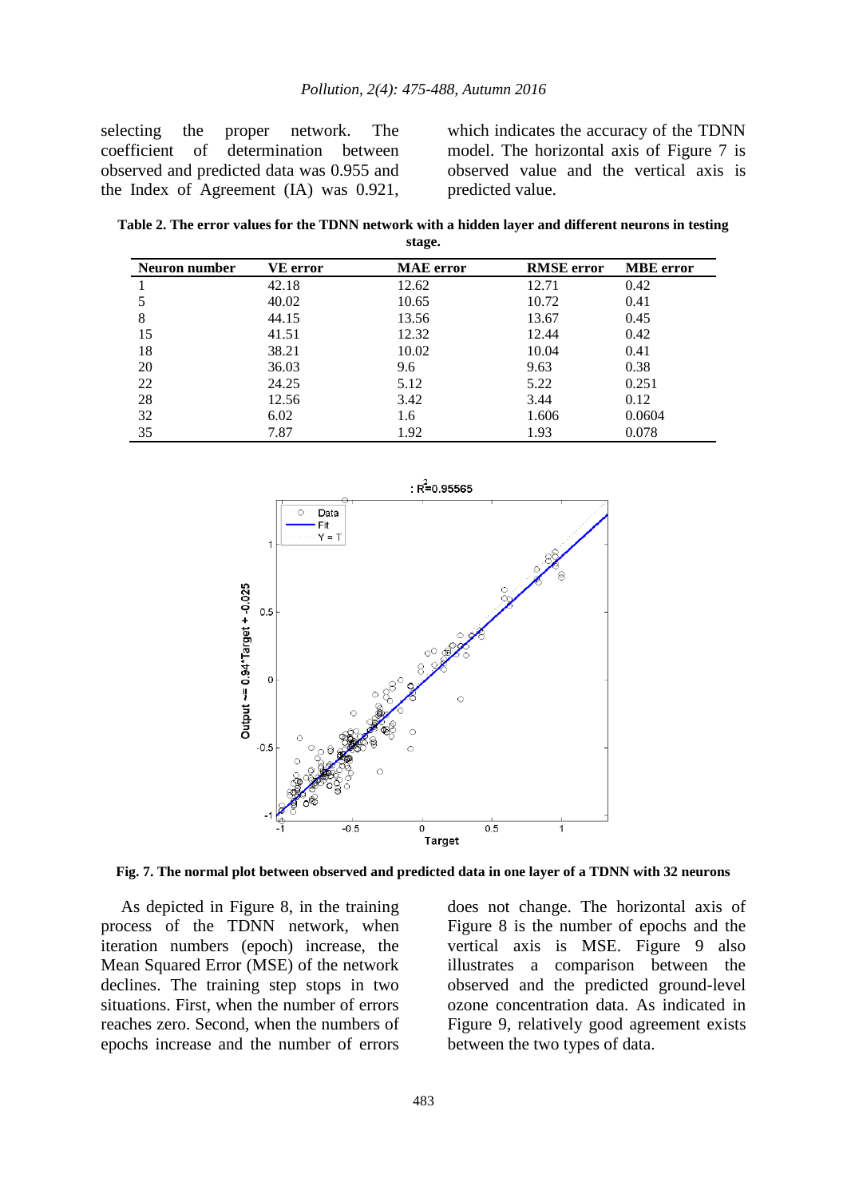selecting the proper network. The coefficient of determination between observed and predicted data was 0.955 and the Index of Agreement (IA) was 0.921, which indicates the accuracy of the TDNN model. The horizontal axis of Figure 7 is observed value and the vertical axis is predicted value.

**Table 2. The error values for the TDNN network with a hidden layer and different neurons in testing stage.**

| Neuron number | VE error | MAE error | RMSE error | MBE error |
|---|---|---|---|---|
| 1 | 42.18 | 12.62 | 12.71 | 0.42 |
| 5 | 40.02 | 10.65 | 10.72 | 0.41 |
| 8 | 44.15 | 13.56 | 13.67 | 0.45 |
| 15 | 41.51 | 12.32 | 12.44 | 0.42 |
| 18 | 38.21 | 10.02 | 10.04 | 0.41 |
| 20 | 36.03 | 9.6 | 9.63 | 0.38 |
| 22 | 24.25 | 5.12 | 5.22 | 0.251 |
| 28 | 12.56 | 3.42 | 3.44 | 0.12 |
| 32 | 6.02 | 1.6 | 1.606 | 0.0604 |
| 35 | 7.87 | 1.92 | 1.93 | 0.078 |

**Fig. 7. The normal plot between observed and predicted data in one layer of a TDNN with 32 neurons**

As depicted in Figure 8, in the training process of the TDNN network, when iteration numbers (epoch) increase, the Mean Squared Error (MSE) of the network declines. The training step stops in two situations. First, when the number of errors reaches zero. Second, when the numbers of epochs increase and the number of errors does not change. The horizontal axis of Figure 8 is the number of epochs and the vertical axis is MSE. Figure 9 also illustrates a comparison between the observed and the predicted ground-level ozone concentration data. As indicated in Figure 9, relatively good agreement exists between the two types of data.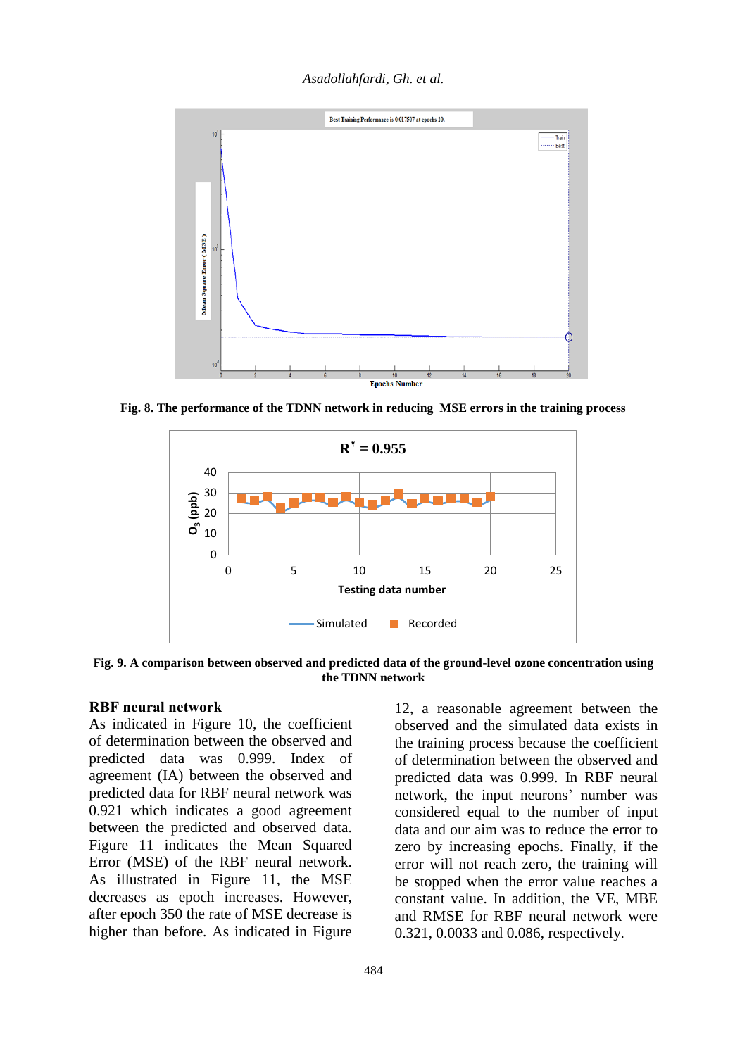Fig. 8. The performance of the TDNN network in reducing MSE errors in the training process

Fig. 9. A comparison between observed and predicted data of the ground-level ozone concentration using the TDNN network

### RBF neural network

As indicated in Figure 10, the coefficient of determination between the observed and predicted data was 0.999. Index of agreement (IA) between the observed and predicted data for RBF neural network was 0.921 which indicates a good agreement between the predicted and observed data. Figure 11 indicates the Mean Squared Error (MSE) of the RBF neural network. As illustrated in Figure 11, the MSE decreases as epoch increases. However, after epoch 350 the rate of MSE decrease is higher than before. As indicated in Figure 12, a reasonable agreement between the observed and the simulated data exists in the training process because the coefficient of determination between the observed and predicted data was 0.999. In RBF neural network, the input neurons' number was considered equal to the number of input data and our aim was to reduce the error to zero by increasing epochs. Finally, if the error will not reach zero, the training will be stopped when the error value reaches a constant value. In addition, the VE, MBE and RMSE for RBF neural network were 0.321, 0.0033 and 0.086, respectively.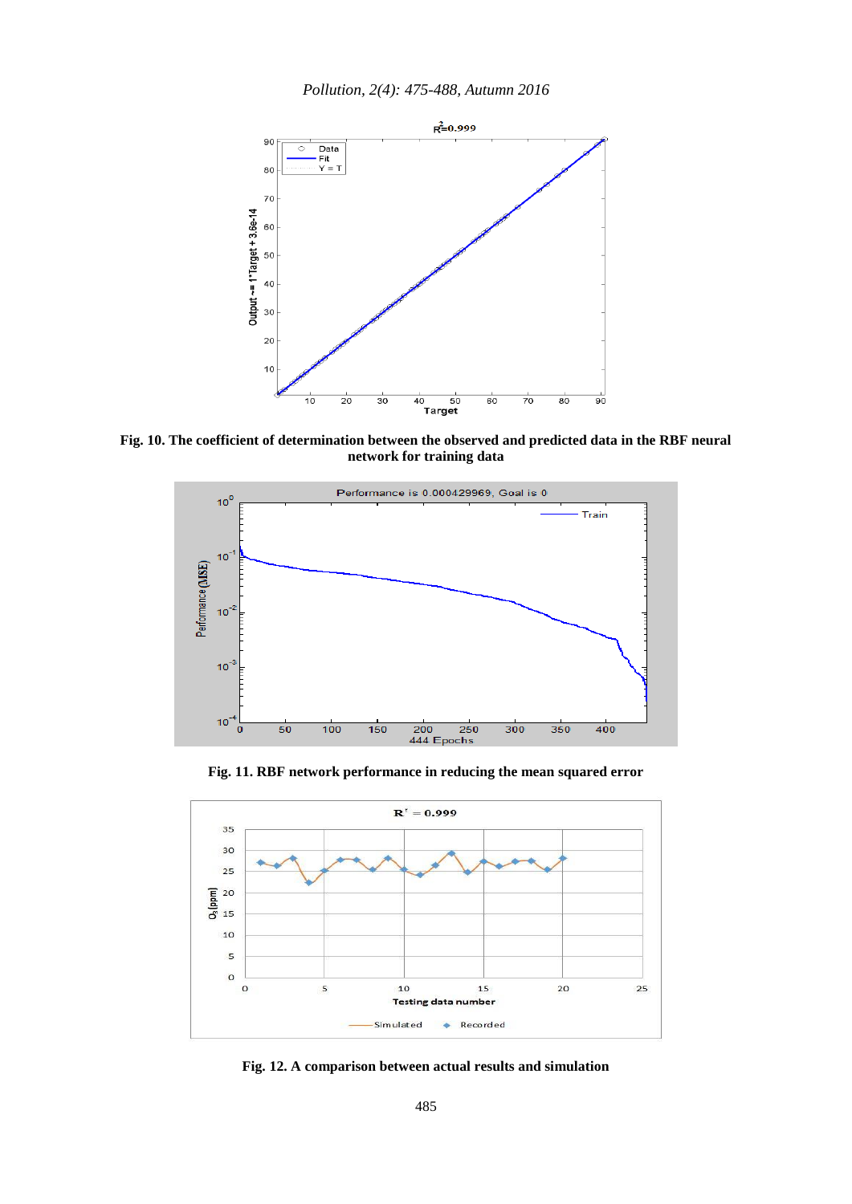Fig. 10. The coefficient of determination between the observed and predicted data in the RBF neural network for training data

Fig. 11. RBF network performance in reducing the mean squared error

Fig. 12. A comparison between actual results and simulation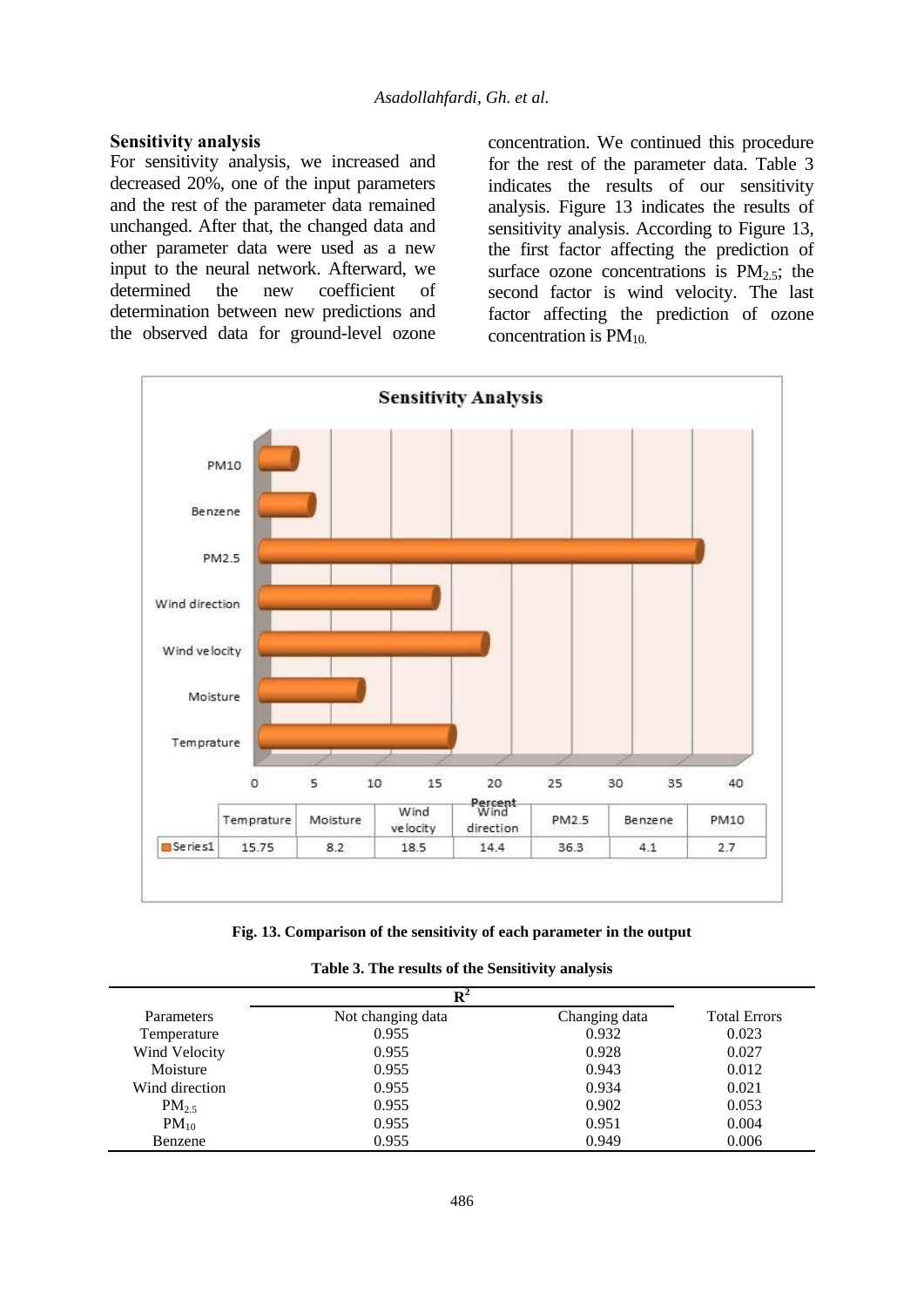## Sensitivity analysis

For sensitivity analysis, we increased and decreased 20%, one of the input parameters and the rest of the parameter data remained unchanged. After that, the changed data and other parameter data were used as a new input to the neural network. Afterward, we determined the new coefficient of determination between new predictions and the observed data for ground-level ozone concentration. We continued this procedure for the rest of the parameter data. Table 3 indicates the results of our sensitivity analysis. Figure 13 indicates the results of sensitivity analysis. According to Figure 13, the first factor affecting the prediction of surface ozone concentrations is $PM_{2.5}$; the second factor is wind velocity. The last factor affecting the prediction of ozone concentration is $PM_{10}$.

**Sensitivity Analysis**

| | Temprature | Moisture | Wind velocity | Wind direction | PM2.5 | Benzene | PM10 |
|---|---|---|---|---|---|---|---|
| Series1 | 15.75 | 8.2 | 18.5 | 14.4 | 36.3 | 4.1 | 2.7 |

**Fig. 13. Comparison of the sensitivity of each parameter in the output**

**Table 3. The results of the Sensitivity analysis**

| Parameters | $R^2$ Not changing data | $R^2$ Changing data | Total Errors |
|---|---|---|---|
| Temperature | 0.955 | 0.932 | 0.023 |
| Wind Velocity | 0.955 | 0.928 | 0.027 |
| Moisture | 0.955 | 0.943 | 0.012 |
| Wind direction | 0.955 | 0.934 | 0.021 |
| $PM_{2.5}$ | 0.955 | 0.902 | 0.053 |
| $PM_{10}$ | 0.955 | 0.951 | 0.004 |
| Benzene | 0.955 | 0.949 | 0.006 |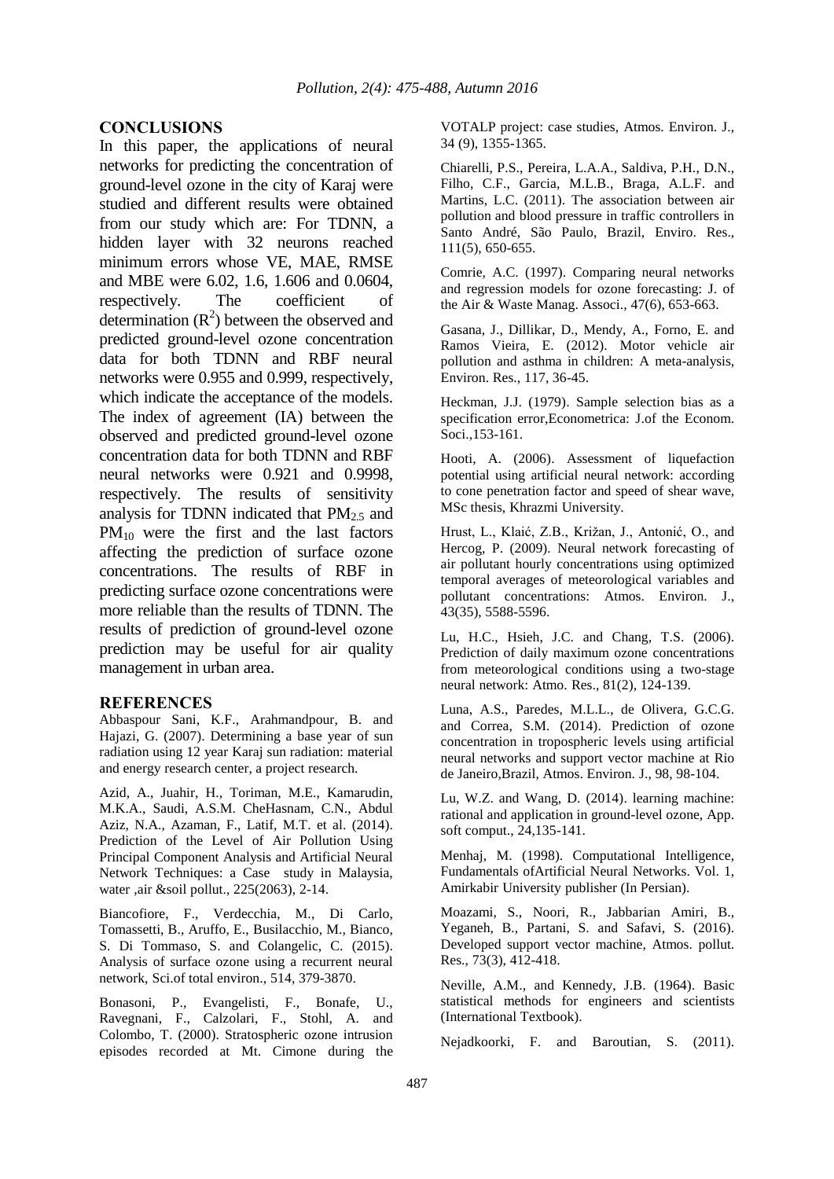## CONCLUSIONS

In this paper, the applications of neural networks for predicting the concentration of ground-level ozone in the city of Karaj were studied and different results were obtained from our study which are: For TDNN, a hidden layer with 32 neurons reached minimum errors whose VE, MAE, RMSE and MBE were 6.02, 1.6, 1.606 and 0.0604, respectively. The coefficient of determination ($R^2$) between the observed and predicted ground-level ozone concentration data for both TDNN and RBF neural networks were 0.955 and 0.999, respectively, which indicate the acceptance of the models. The index of agreement (IA) between the observed and predicted ground-level ozone concentration data for both TDNN and RBF neural networks were 0.921 and 0.9998, respectively. The results of sensitivity analysis for TDNN indicated that $PM_{2.5}$ and $PM_{10}$ were the first and the last factors affecting the prediction of surface ozone concentrations. The results of RBF in predicting surface ozone concentrations were more reliable than the results of TDNN. The results of prediction of ground-level ozone prediction may be useful for air quality management in urban area.

## REFERENCES

Abbaspour Sani, K.F., Arahmandpour, B. and Hajazi, G. (2007). Determining a base year of sun radiation using 12 year Karaj sun radiation: material and energy research center, a project research.

Azid, A., Juahir, H., Toriman, M.E., Kamarudin, M.K.A., Saudi, A.S.M. CheHasnam, C.N., Abdul Aziz, N.A., Azaman, F., Latif, M.T. et al. (2014). Prediction of the Level of Air Pollution Using Principal Component Analysis and Artificial Neural Network Techniques: a Case study in Malaysia, water ,air &soil pollut., 225(2063), 2-14.

Biancofiore, F., Verdecchia, M., Di Carlo, Tomassetti, B., Aruffo, E., Busilacchio, M., Bianco, S. Di Tommaso, S. and Colangelic, C. (2015). Analysis of surface ozone using a recurrent neural network, Sci.of total environ., 514, 379-3870.

Bonasoni, P., Evangelisti, F., Bonafe, U., Ravegnani, F., Calzolari, F., Stohl, A. and Colombo, T. (2000). Stratospheric ozone intrusion episodes recorded at Mt. Cimone during the VOTALP project: case studies, Atmos. Environ. J., 34 (9), 1355-1365.

Chiarelli, P.S., Pereira, L.A.A., Saldiva, P.H., D.N., Filho, C.F., Garcia, M.L.B., Braga, A.L.F. and Martins, L.C. (2011). The association between air pollution and blood pressure in traffic controllers in Santo André, São Paulo, Brazil, Enviro. Res., 111(5), 650-655.

Comrie, A.C. (1997). Comparing neural networks and regression models for ozone forecasting: J. of the Air & Waste Manag. Associ., 47(6), 653-663.

Gasana, J., Dillikar, D., Mendy, A., Forno, E. and Ramos Vieira, E. (2012). Motor vehicle air pollution and asthma in children: A meta-analysis, Environ. Res., 117, 36-45.

Heckman, J.J. (1979). Sample selection bias as a specification error,Econometrica: J.of the Econom. Soci.,153-161.

Hooti, A. (2006). Assessment of liquefaction potential using artificial neural network: according to cone penetration factor and speed of shear wave, MSc thesis, Khrazmi University.

Hrust, L., Klaić, Z.B., Križan, J., Antonić, O., and Hercog, P. (2009). Neural network forecasting of air pollutant hourly concentrations using optimized temporal averages of meteorological variables and pollutant concentrations: Atmos. Environ. J., 43(35), 5588-5596.

Lu, H.C., Hsieh, J.C. and Chang, T.S. (2006). Prediction of daily maximum ozone concentrations from meteorological conditions using a two-stage neural network: Atmo. Res., 81(2), 124-139.

Luna, A.S., Paredes, M.L.L., de Olivera, G.C.G. and Correa, S.M. (2014). Prediction of ozone concentration in tropospheric levels using artificial neural networks and support vector machine at Rio de Janeiro,Brazil, Atmos. Environ. J., 98, 98-104.

Lu, W.Z. and Wang, D. (2014). learning machine: rational and application in ground-level ozone, App. soft comput., 24,135-141.

Menhaj, M. (1998). Computational Intelligence, Fundamentals ofArtificial Neural Networks. Vol. 1, Amirkabir University publisher (In Persian).

Moazami, S., Noori, R., Jabbarian Amiri, B., Yeganeh, B., Partani, S. and Safavi, S. (2016). Developed support vector machine, Atmos. pollut. Res., 73(3), 412-418.

Neville, A.M., and Kennedy, J.B. (1964). Basic statistical methods for engineers and scientists (International Textbook).

Nejadkoorki, F. and Baroutian, S. (2011).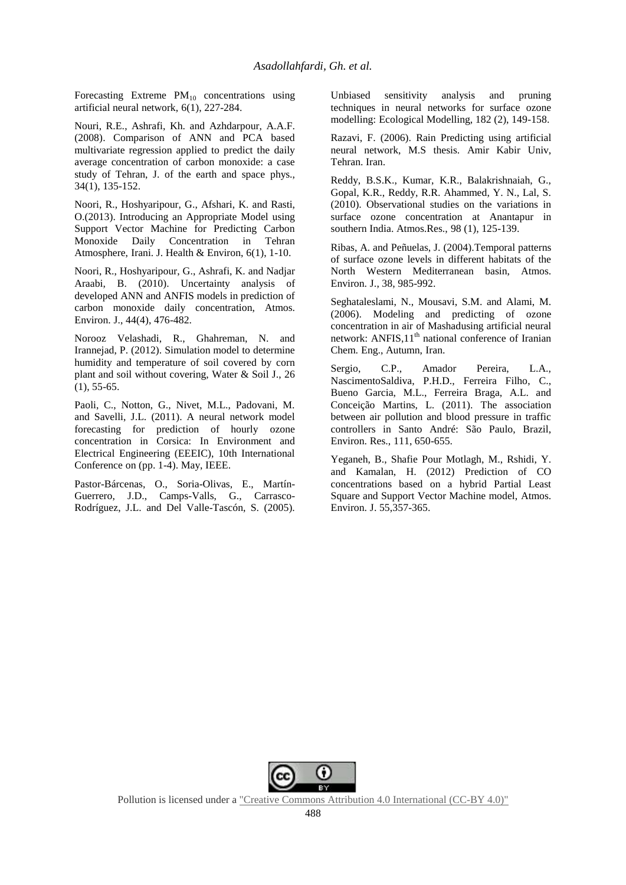Forecasting Extreme $PM_{10}$ concentrations using artificial neural network, 6(1), 227-284.

Nouri, R.E., Ashrafi, Kh. and Azhdarpour, A.A.F. (2008). Comparison of ANN and PCA based multivariate regression applied to predict the daily average concentration of carbon monoxide: a case study of Tehran, J. of the earth and space phys., 34(1), 135-152.

Noori, R., Hoshyaripour, G., Afshari, K. and Rasti, O.(2013). Introducing an Appropriate Model using Support Vector Machine for Predicting Carbon Monoxide Daily Concentration in Tehran Atmosphere, Irani. J. Health & Environ, 6(1), 1-10.

Noori, R., Hoshyaripour, G., Ashrafi, K. and Nadjar Araabi, B. (2010). Uncertainty analysis of developed ANN and ANFIS models in prediction of carbon monoxide daily concentration, Atmos. Environ. J., 44(4), 476-482.

Norooz Velashadi, R., Ghahreman, N. and Irannejad, P. (2012). Simulation model to determine humidity and temperature of soil covered by corn plant and soil without covering, Water & Soil J., 26 (1), 55-65.

Paoli, C., Notton, G., Nivet, M.L., Padovani, M. and Savelli, J.L. (2011). A neural network model forecasting for prediction of hourly ozone concentration in Corsica: In Environment and Electrical Engineering (EEEIC), 10th International Conference on (pp. 1-4). May, IEEE.

Pastor-Bárcenas, O., Soria-Olivas, E., Martín-Guerrero, J.D., Camps-Valls, G., Carrasco-Rodríguez, J.L. and Del Valle-Tascón, S. (2005). Unbiased sensitivity analysis and pruning techniques in neural networks for surface ozone modelling: Ecological Modelling, 182 (2), 149-158.

Razavi, F. (2006). Rain Predicting using artificial neural network, M.S thesis. Amir Kabir Univ, Tehran. Iran.

Reddy, B.S.K., Kumar, K.R., Balakrishnaiah, G., Gopal, K.R., Reddy, R.R. Ahammed, Y. N., Lal, S. (2010). Observational studies on the variations in surface ozone concentration at Anantapur in southern India. Atmos.Res., 98 (1), 125-139.

Ribas, A. and Peñuelas, J. (2004).Temporal patterns of surface ozone levels in different habitats of the North Western Mediterranean basin, Atmos. Environ. J., 38, 985-992.

Seghataleslami, N., Mousavi, S.M. and Alami, M. (2006). Modeling and predicting of ozone concentration in air of Mashadusing artificial neural network: ANFIS,11th national conference of Iranian Chem. Eng., Autumn, Iran.

Sergio, C.P., Amador Pereira, L.A., NascimentoSaldiva, P.H.D., Ferreira Filho, C., Bueno Garcia, M.L., Ferreira Braga, A.L. and Conceição Martins, L. (2011). The association between air pollution and blood pressure in traffic controllers in Santo André: São Paulo, Brazil, Environ. Res., 111, 650-655.

Yeganeh, B., Shafie Pour Motlagh, M., Rshidi, Y. and Kamalan, H. (2012) Prediction of CO concentrations based on a hybrid Partial Least Square and Support Vector Machine model, Atmos. Environ. J. 55,357-365.

Pollution is licensed under a "Creative Commons Attribution 4.0 International (CC-BY 4.0)"